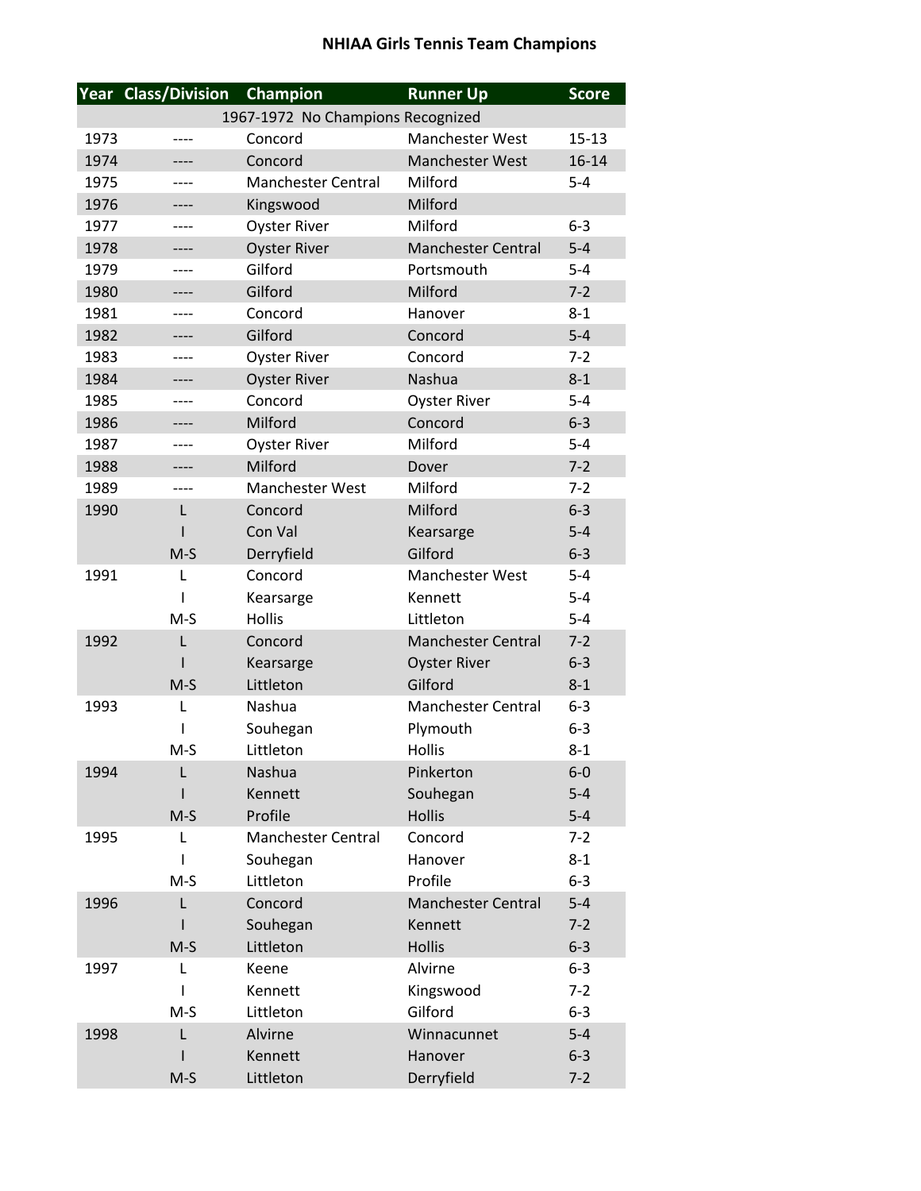# NHIAA Girls Tennis Team Champions

| Year | Class/Division | Champion | Runner Up | Score |
|---|---|---|---|---|
| 1967-1972 No Champions Recognized | | | | |
| 1973 | ---- | Concord | Manchester West | 15-13 |
| 1974 | ---- | Concord | Manchester West | 16-14 |
| 1975 | ---- | Manchester Central | Milford | 5-4 |
| 1976 | ---- | Kingswood | Milford | |
| 1977 | ---- | Oyster River | Milford | 6-3 |
| 1978 | ---- | Oyster River | Manchester Central | 5-4 |
| 1979 | ---- | Gilford | Portsmouth | 5-4 |
| 1980 | ---- | Gilford | Milford | 7-2 |
| 1981 | ---- | Concord | Hanover | 8-1 |
| 1982 | ---- | Gilford | Concord | 5-4 |
| 1983 | ---- | Oyster River | Concord | 7-2 |
| 1984 | ---- | Oyster River | Nashua | 8-1 |
| 1985 | ---- | Concord | Oyster River | 5-4 |
| 1986 | ---- | Milford | Concord | 6-3 |
| 1987 | ---- | Oyster River | Milford | 5-4 |
| 1988 | ---- | Milford | Dover | 7-2 |
| 1989 | ---- | Manchester West | Milford | 7-2 |
| 1990 | L | Concord | Milford | 6-3 |
| | I | Con Val | Kearsarge | 5-4 |
| | M-S | Derryfield | Gilford | 6-3 |
| 1991 | L | Concord | Manchester West | 5-4 |
| | I | Kearsarge | Kennett | 5-4 |
| | M-S | Hollis | Littleton | 5-4 |
| 1992 | L | Concord | Manchester Central | 7-2 |
| | I | Kearsarge | Oyster River | 6-3 |
| | M-S | Littleton | Gilford | 8-1 |
| 1993 | L | Nashua | Manchester Central | 6-3 |
| | I | Souhegan | Plymouth | 6-3 |
| | M-S | Littleton | Hollis | 8-1 |
| 1994 | L | Nashua | Pinkerton | 6-0 |
| | I | Kennett | Souhegan | 5-4 |
| | M-S | Profile | Hollis | 5-4 |
| 1995 | L | Manchester Central | Concord | 7-2 |
| | I | Souhegan | Hanover | 8-1 |
| | M-S | Littleton | Profile | 6-3 |
| 1996 | L | Concord | Manchester Central | 5-4 |
| | I | Souhegan | Kennett | 7-2 |
| | M-S | Littleton | Hollis | 6-3 |
| 1997 | L | Keene | Alvirne | 6-3 |
| | I | Kennett | Kingswood | 7-2 |
| | M-S | Littleton | Gilford | 6-3 |
| 1998 | L | Alvirne | Winnacunnet | 5-4 |
| | I | Kennett | Hanover | 6-3 |
| | M-S | Littleton | Derryfield | 7-2 |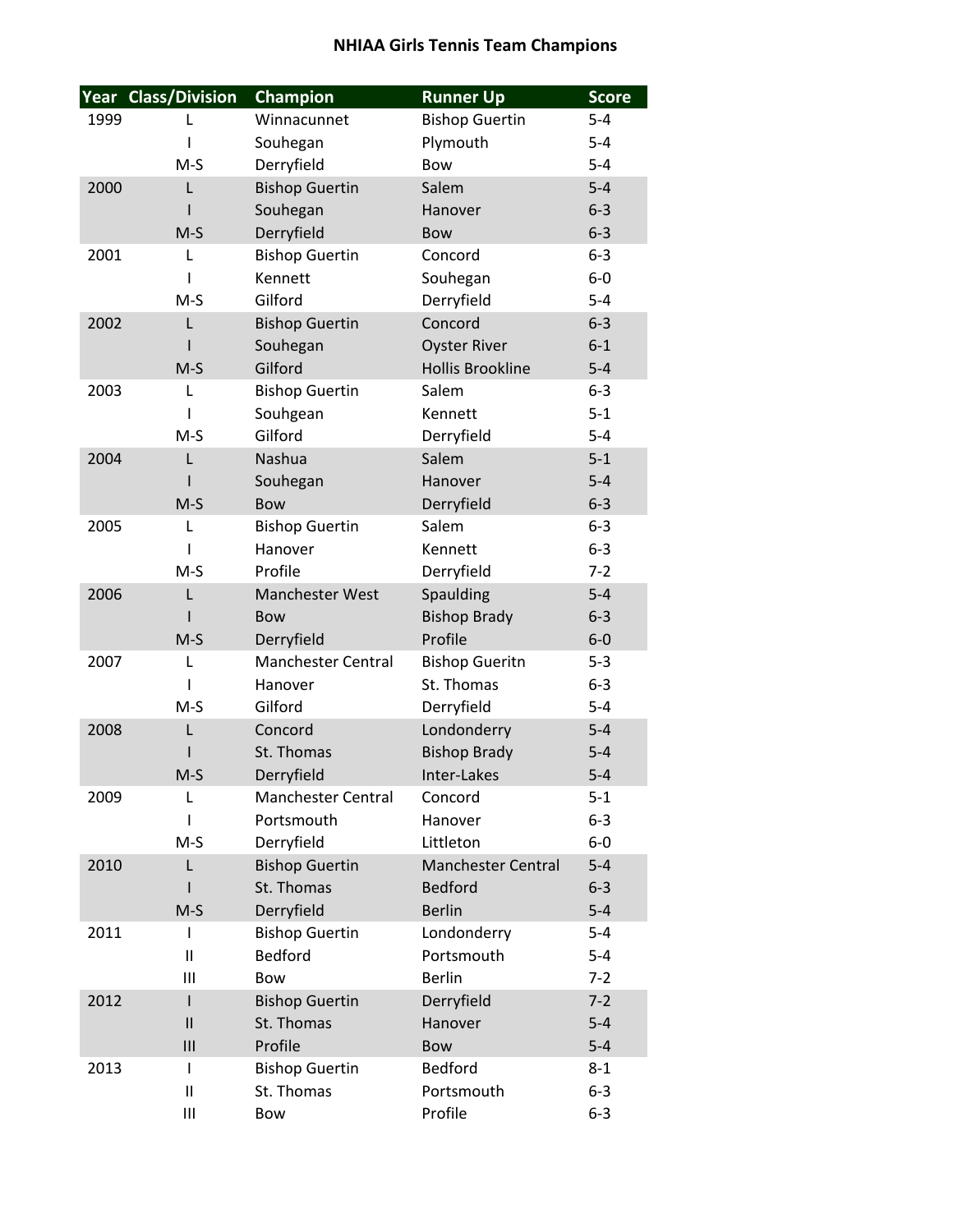# NHIAA Girls Tennis Team Champions

| Year | Class/Division | Champion | Runner Up | Score |
|---|---|---|---|---|
| 1999 | L | Winnacunnet | Bishop Guertin | 5-4 |
| | I | Souhegan | Plymouth | 5-4 |
| | M-S | Derryfield | Bow | 5-4 |
| 2000 | L | Bishop Guertin | Salem | 5-4 |
| | I | Souhegan | Hanover | 6-3 |
| | M-S | Derryfield | Bow | 6-3 |
| 2001 | L | Bishop Guertin | Concord | 6-3 |
| | I | Kennett | Souhegan | 6-0 |
| | M-S | Gilford | Derryfield | 5-4 |
| 2002 | L | Bishop Guertin | Concord | 6-3 |
| | I | Souhegan | Oyster River | 6-1 |
| | M-S | Gilford | Hollis Brookline | 5-4 |
| 2003 | L | Bishop Guertin | Salem | 6-3 |
| | I | Souhgean | Kennett | 5-1 |
| | M-S | Gilford | Derryfield | 5-4 |
| 2004 | L | Nashua | Salem | 5-1 |
| | I | Souhegan | Hanover | 5-4 |
| | M-S | Bow | Derryfield | 6-3 |
| 2005 | L | Bishop Guertin | Salem | 6-3 |
| | I | Hanover | Kennett | 6-3 |
| | M-S | Profile | Derryfield | 7-2 |
| 2006 | L | Manchester West | Spaulding | 5-4 |
| | I | Bow | Bishop Brady | 6-3 |
| | M-S | Derryfield | Profile | 6-0 |
| 2007 | L | Manchester Central | Bishop Gueritn | 5-3 |
| | I | Hanover | St. Thomas | 6-3 |
| | M-S | Gilford | Derryfield | 5-4 |
| 2008 | L | Concord | Londonderry | 5-4 |
| | I | St. Thomas | Bishop Brady | 5-4 |
| | M-S | Derryfield | Inter-Lakes | 5-4 |
| 2009 | L | Manchester Central | Concord | 5-1 |
| | I | Portsmouth | Hanover | 6-3 |
| | M-S | Derryfield | Littleton | 6-0 |
| 2010 | L | Bishop Guertin | Manchester Central | 5-4 |
| | I | St. Thomas | Bedford | 6-3 |
| | M-S | Derryfield | Berlin | 5-4 |
| 2011 | I | Bishop Guertin | Londonderry | 5-4 |
| | II | Bedford | Portsmouth | 5-4 |
| | III | Bow | Berlin | 7-2 |
| 2012 | I | Bishop Guertin | Derryfield | 7-2 |
| | II | St. Thomas | Hanover | 5-4 |
| | III | Profile | Bow | 5-4 |
| 2013 | I | Bishop Guertin | Bedford | 8-1 |
| | II | St. Thomas | Portsmouth | 6-3 |
| | III | Bow | Profile | 6-3 |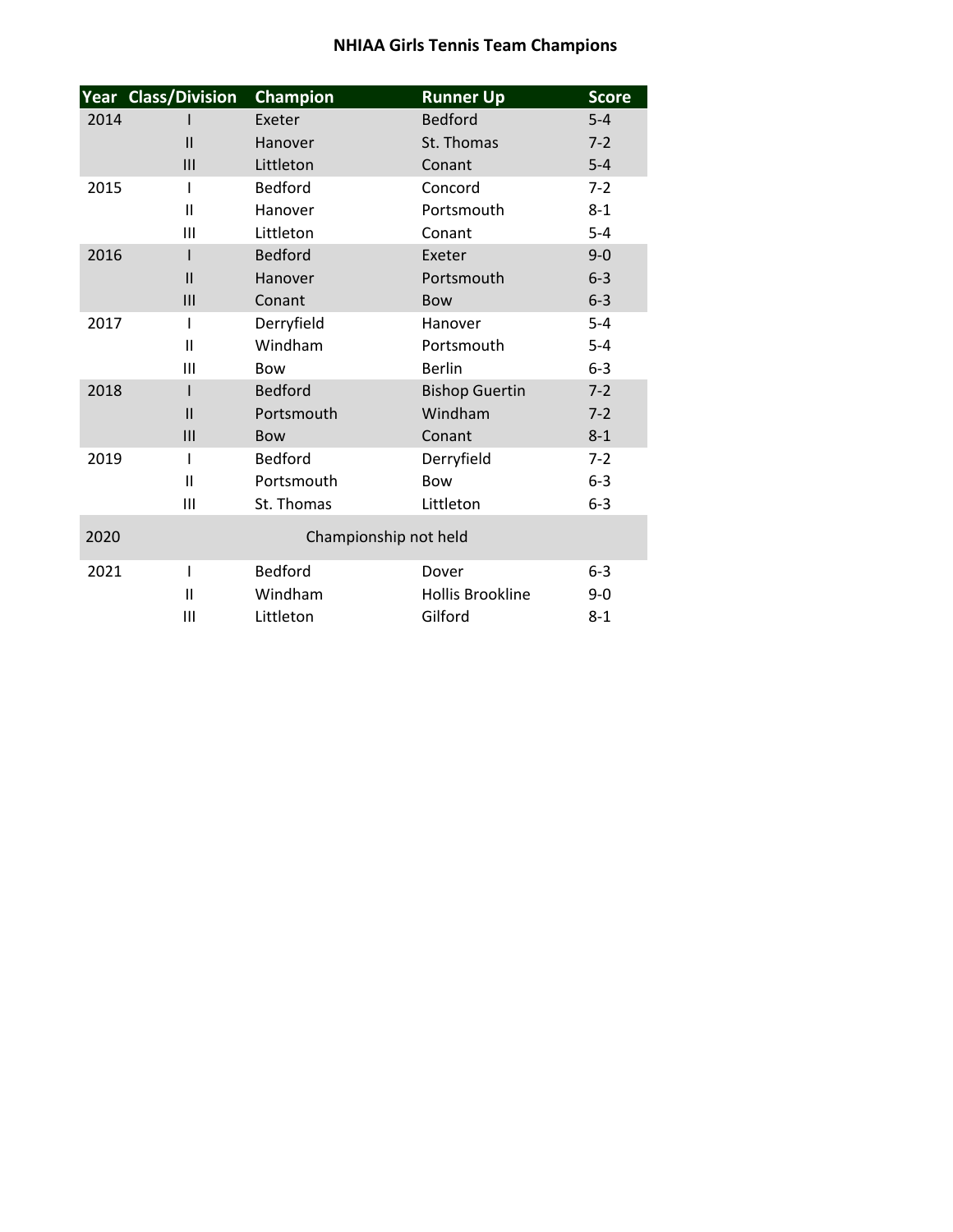# NHIAA Girls Tennis Team Champions

| Year | Class/Division | Champion | Runner Up | Score |
|---|---|---|---|---|
| 2014 | I | Exeter | Bedford | 5-4 |
| | II | Hanover | St. Thomas | 7-2 |
| | III | Littleton | Conant | 5-4 |
| 2015 | I | Bedford | Concord | 7-2 |
| | II | Hanover | Portsmouth | 8-1 |
| | III | Littleton | Conant | 5-4 |
| 2016 | I | Bedford | Exeter | 9-0 |
| | II | Hanover | Portsmouth | 6-3 |
| | III | Conant | Bow | 6-3 |
| 2017 | I | Derryfield | Hanover | 5-4 |
| | II | Windham | Portsmouth | 5-4 |
| | III | Bow | Berlin | 6-3 |
| 2018 | I | Bedford | Bishop Guertin | 7-2 |
| | II | Portsmouth | Windham | 7-2 |
| | III | Bow | Conant | 8-1 |
| 2019 | I | Bedford | Derryfield | 7-2 |
| | II | Portsmouth | Bow | 6-3 |
| | III | St. Thomas | Littleton | 6-3 |
| 2020 | Championship not held | | | |
| 2021 | I | Bedford | Dover | 6-3 |
| | II | Windham | Hollis Brookline | 9-0 |
| | III | Littleton | Gilford | 8-1 |